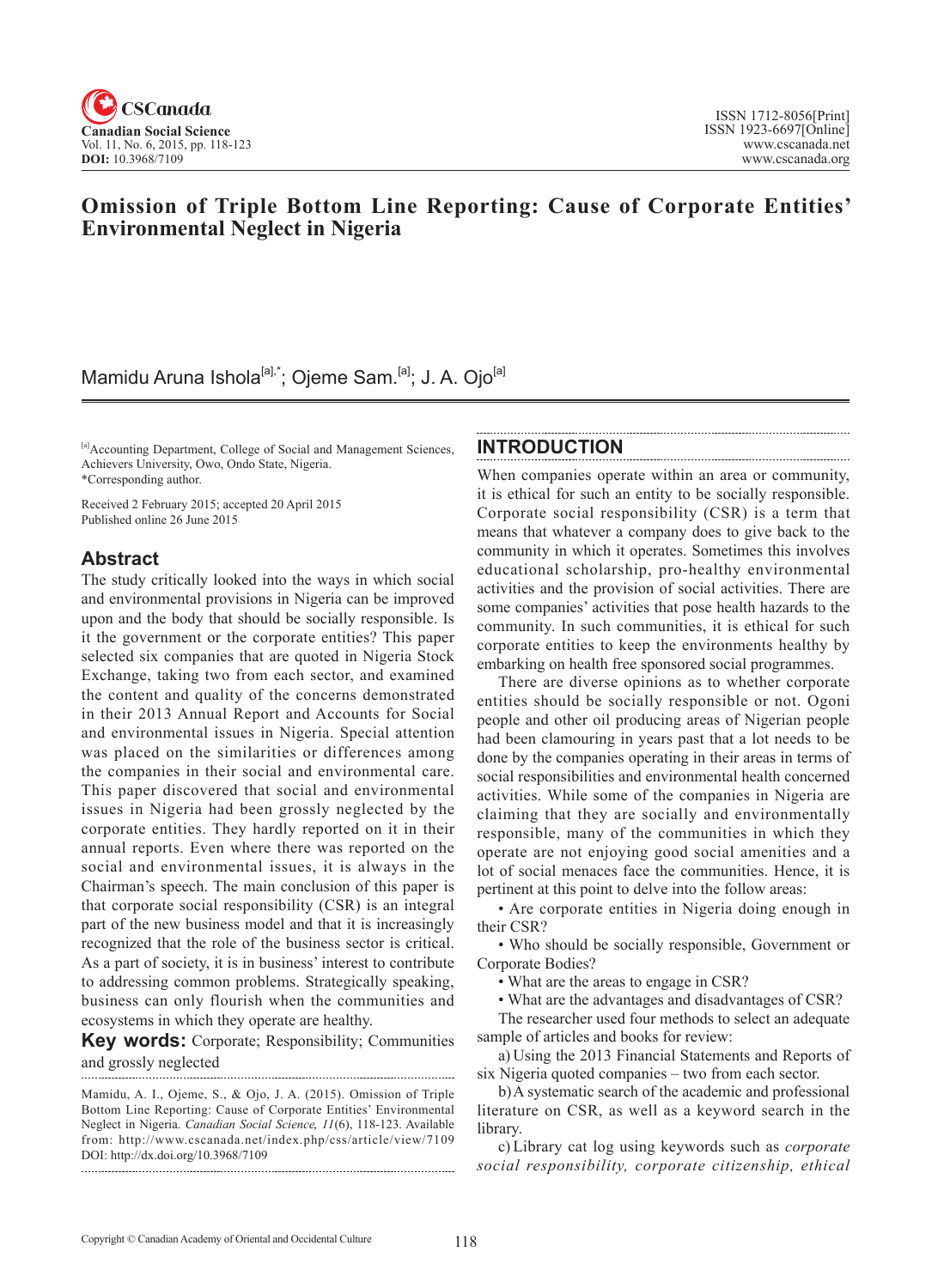# Omission of Triple Bottom Line Reporting: Cause of Corporate Entities' Environmental Neglect in Nigeria

Mamidu Aruna Ishola[a],*; Ojeme Sam.[a]; J. A. Ojo[a]

[a]Accounting Department, College of Social and Management Sciences, Achievers University, Owo, Ondo State, Nigeria.
*Corresponding author.

Received 2 February 2015; accepted 20 April 2015
Published online 26 June 2015

## Abstract

The study critically looked into the ways in which social and environmental provisions in Nigeria can be improved upon and the body that should be socially responsible. Is it the government or the corporate entities? This paper selected six companies that are quoted in Nigeria Stock Exchange, taking two from each sector, and examined the content and quality of the concerns demonstrated in their 2013 Annual Report and Accounts for Social and environmental issues in Nigeria. Special attention was placed on the similarities or differences among the companies in their social and environmental care. This paper discovered that social and environmental issues in Nigeria had been grossly neglected by the corporate entities. They hardly reported on it in their annual reports. Even where there was reported on the social and environmental issues, it is always in the Chairman's speech. The main conclusion of this paper is that corporate social responsibility (CSR) is an integral part of the new business model and that it is increasingly recognized that the role of the business sector is critical. As a part of society, it is in business' interest to contribute to addressing common problems. Strategically speaking, business can only flourish when the communities and ecosystems in which they operate are healthy.

**Key words:** Corporate; Responsibility; Communities and grossly neglected

Mamidu, A. I., Ojeme, S., & Ojo, J. A. (2015). Omission of Triple Bottom Line Reporting: Cause of Corporate Entities' Environmental Neglect in Nigeria. *Canadian Social Science, 11*(6), 118-123. Available from: http://www.cscanada.net/index.php/css/article/view/7109
DOI: http://dx.doi.org/10.3968/7109

## INTRODUCTION

When companies operate within an area or community, it is ethical for such an entity to be socially responsible. Corporate social responsibility (CSR) is a term that means that whatever a company does to give back to the community in which it operates. Sometimes this involves educational scholarship, pro-healthy environmental activities and the provision of social activities. There are some companies' activities that pose health hazards to the community. In such communities, it is ethical for such corporate entities to keep the environments healthy by embarking on health free sponsored social programmes.

There are diverse opinions as to whether corporate entities should be socially responsible or not. Ogoni people and other oil producing areas of Nigerian people had been clamouring in years past that a lot needs to be done by the companies operating in their areas in terms of social responsibilities and environmental health concerned activities. While some of the companies in Nigeria are claiming that they are socially and environmentally responsible, many of the communities in which they operate are not enjoying good social amenities and a lot of social menaces face the communities. Hence, it is pertinent at this point to delve into the follow areas:

- Are corporate entities in Nigeria doing enough in their CSR?
- Who should be socially responsible, Government or Corporate Bodies?
- What are the areas to engage in CSR?
- What are the advantages and disadvantages of CSR?

The researcher used four methods to select an adequate sample of articles and books for review:

a) Using the 2013 Financial Statements and Reports of six Nigeria quoted companies – two from each sector.

b) A systematic search of the academic and professional literature on CSR, as well as a keyword search in the library.

c) Library cat log using keywords such as *corporate social responsibility, corporate citizenship, ethical*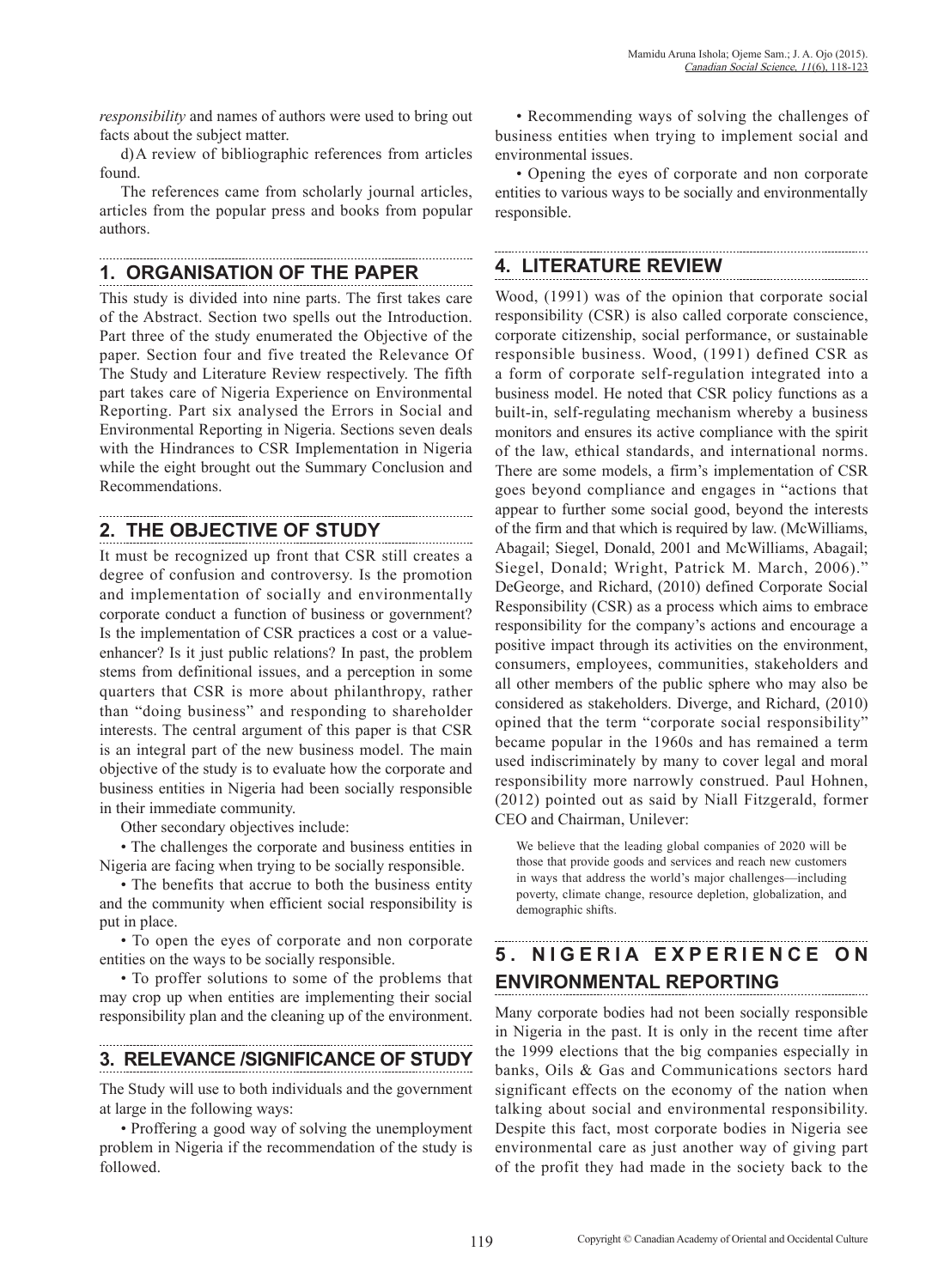*responsibility* and names of authors were used to bring out facts about the subject matter.

d) A review of bibliographic references from articles found.

The references came from scholarly journal articles, articles from the popular press and books from popular authors.

## 1. ORGANISATION OF THE PAPER

This study is divided into nine parts. The first takes care of the Abstract. Section two spells out the Introduction. Part three of the study enumerated the Objective of the paper. Section four and five treated the Relevance Of The Study and Literature Review respectively. The fifth part takes care of Nigeria Experience on Environmental Reporting. Part six analysed the Errors in Social and Environmental Reporting in Nigeria. Sections seven deals with the Hindrances to CSR Implementation in Nigeria while the eight brought out the Summary Conclusion and Recommendations.

## 2. THE OBJECTIVE OF STUDY

It must be recognized up front that CSR still creates a degree of confusion and controversy. Is the promotion and implementation of socially and environmentally corporate conduct a function of business or government? Is the implementation of CSR practices a cost or a value-enhancer? Is it just public relations? In past, the problem stems from definitional issues, and a perception in some quarters that CSR is more about philanthropy, rather than "doing business" and responding to shareholder interests. The central argument of this paper is that CSR is an integral part of the new business model. The main objective of the study is to evaluate how the corporate and business entities in Nigeria had been socially responsible in their immediate community.

Other secondary objectives include:

• The challenges the corporate and business entities in Nigeria are facing when trying to be socially responsible.

• The benefits that accrue to both the business entity and the community when efficient social responsibility is put in place.

• To open the eyes of corporate and non corporate entities on the ways to be socially responsible.

• To proffer solutions to some of the problems that may crop up when entities are implementing their social responsibility plan and the cleaning up of the environment.

## 3. RELEVANCE /SIGNIFICANCE OF STUDY

The Study will use to both individuals and the government at large in the following ways:

• Proffering a good way of solving the unemployment problem in Nigeria if the recommendation of the study is followed.

• Recommending ways of solving the challenges of business entities when trying to implement social and environmental issues.

• Opening the eyes of corporate and non corporate entities to various ways to be socially and environmentally responsible.

## 4. LITERATURE REVIEW

Wood, (1991) was of the opinion that corporate social responsibility (CSR) is also called corporate conscience, corporate citizenship, social performance, or sustainable responsible business. Wood, (1991) defined CSR as a form of corporate self-regulation integrated into a business model. He noted that CSR policy functions as a built-in, self-regulating mechanism whereby a business monitors and ensures its active compliance with the spirit of the law, ethical standards, and international norms. There are some models, a firm's implementation of CSR goes beyond compliance and engages in "actions that appear to further some social good, beyond the interests of the firm and that which is required by law. (McWilliams, Abagail; Siegel, Donald, 2001 and McWilliams, Abagail; Siegel, Donald; Wright, Patrick M. March, 2006)." DeGeorge, and Richard, (2010) defined Corporate Social Responsibility (CSR) as a process which aims to embrace responsibility for the company's actions and encourage a positive impact through its activities on the environment, consumers, employees, communities, stakeholders and all other members of the public sphere who may also be considered as stakeholders. Diverge, and Richard, (2010) opined that the term "corporate social responsibility" became popular in the 1960s and has remained a term used indiscriminately by many to cover legal and moral responsibility more narrowly construed. Paul Hohnen, (2012) pointed out as said by Niall Fitzgerald, former CEO and Chairman, Unilever:

> We believe that the leading global companies of 2020 will be those that provide goods and services and reach new customers in ways that address the world's major challenges—including poverty, climate change, resource depletion, globalization, and demographic shifts.

## 5. NIGERIA EXPERIENCE ON ENVIRONMENTAL REPORTING

Many corporate bodies had not been socially responsible in Nigeria in the past. It is only in the recent time after the 1999 elections that the big companies especially in banks, Oils & Gas and Communications sectors hard significant effects on the economy of the nation when talking about social and environmental responsibility. Despite this fact, most corporate bodies in Nigeria see environmental care as just another way of giving part of the profit they had made in the society back to the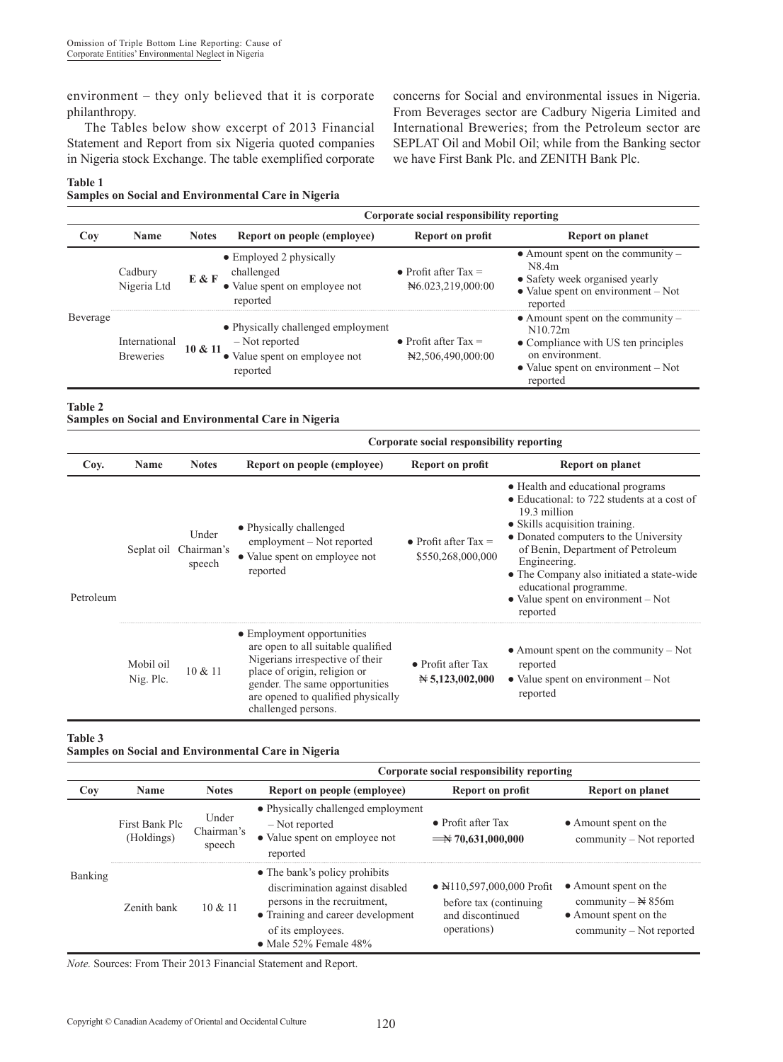environment – they only believed that it is corporate philanthropy.

The Tables below show excerpt of 2013 Financial Statement and Report from six Nigeria quoted companies in Nigeria stock Exchange. The table exemplified corporate concerns for Social and environmental issues in Nigeria. From Beverages sector are Cadbury Nigeria Limited and International Breweries; from the Petroleum sector are SEPLAT Oil and Mobil Oil; while from the Banking sector we have First Bank Plc. and ZENITH Bank Plc.

**Table 1**
**Samples on Social and Environmental Care in Nigeria**

| | | | Corporate social responsibility reporting | | |
|---|---|---|---|---|---|
| **Coy** | **Name** | **Notes** | **Report on people (employee)** | **Report on profit** | **Report on planet** |
| Beverage | Cadbury Nigeria Ltd | **E & F** | ● Employed 2 physically challenged<br>● Value spent on employee not reported | ● Profit after Tax = ₦6.023,219,000:00 | ● Amount spent on the community – N8.4m<br>● Safety week organised yearly<br>● Value spent on environment – Not reported |
| | International Breweries | **10 & 11** | ● Physically challenged employment – Not reported<br>● Value spent on employee not reported | ● Profit after Tax = ₦2,506,490,000:00 | ● Amount spent on the community – N10.72m<br>● Compliance with US ten principles on environment.<br>● Value spent on environment – Not reported |

**Table 2**
**Samples on Social and Environmental Care in Nigeria**

| | | | Corporate social responsibility reporting | | |
|---|---|---|---|---|---|
| **Coy.** | **Name** | **Notes** | **Report on people (employee)** | **Report on profit** | **Report on planet** |
| Petroleum | Seplat oil | Under Chairman's speech | ● Physically challenged employment – Not reported<br>● Value spent on employee not reported | ● Profit after Tax = \$550,268,000,000 | ● Health and educational programs<br>● Educational: to 722 students at a cost of 19.3 million<br>● Skills acquisition training.<br>● Donated computers to the University of Benin, Department of Petroleum Engineering.<br>● The Company also initiated a state-wide educational programme.<br>● Value spent on environment – Not reported |
| | Mobil oil Nig. Plc. | 10 & 11 | ● Employment opportunities are open to all suitable qualified Nigerians irrespective of their place of origin, religion or gender. The same opportunities are opened to qualified physically challenged persons. | ● Profit after Tax **₦ 5,123,002,000** | ● Amount spent on the community – Not reported<br>● Value spent on environment – Not reported |

**Table 3**
**Samples on Social and Environmental Care in Nigeria**

| | | | Corporate social responsibility reporting | | |
|---|---|---|---|---|---|
| **Coy** | **Name** | **Notes** | **Report on people (employee)** | **Report on profit** | **Report on planet** |
| Banking | First Bank Plc (Holdings) | Under Chairman's speech | ● Physically challenged employment – Not reported<br>● Value spent on employee not reported | ● Profit after Tax **₦ 70,631,000,000** | ● Amount spent on the community – Not reported |
| | Zenith bank | 10 & 11 | ● The bank's policy prohibits discrimination against disabled persons in the recruitment,<br>● Training and career development of its employees.<br>● Male 52% Female 48% | ● ₦110,597,000,000 Profit before tax (continuing and discontinued operations) | ● Amount spent on the community – ₦ 856m<br>● Amount spent on the community – Not reported |

*Note.* Sources: From Their 2013 Financial Statement and Report.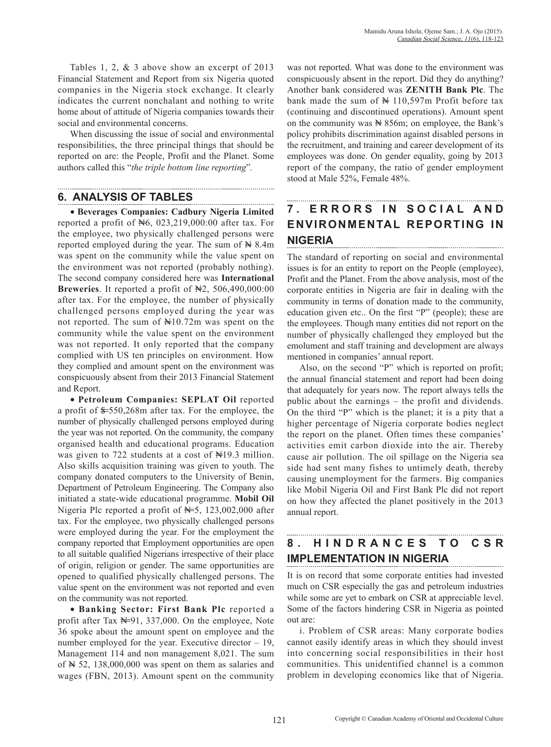Tables 1, 2, & 3 above show an excerpt of 2013 Financial Statement and Report from six Nigeria quoted companies in the Nigeria stock exchange. It clearly indicates the current nonchalant and nothing to write home about of attitude of Nigeria companies towards their social and environmental concerns.

When discussing the issue of social and environmental responsibilities, the three principal things that should be reported on are: the People, Profit and the Planet. Some authors called this "*the triple bottom line reporting*".

## 6. ANALYSIS OF TABLES

• **Beverages Companies: Cadbury Nigeria Limited** reported a profit of ₦6, 023,219,000:00 after tax. For the employee, two physically challenged persons were reported employed during the year. The sum of ₦ 8.4m was spent on the community while the value spent on the environment was not reported (probably nothing). The second company considered here was **International Breweries**. It reported a profit of ₦2, 506,490,000:00 after tax. For the employee, the number of physically challenged persons employed during the year was not reported. The sum of ₦10.72m was spent on the community while the value spent on the environment was not reported. It only reported that the company complied with US ten principles on environment. How they complied and amount spent on the environment was conspicuously absent from their 2013 Financial Statement and Report.

• **Petroleum Companies: SEPLAT Oil** reported a profit of $550,268m after tax. For the employee, the number of physically challenged persons employed during the year was not reported. On the community, the company organised health and educational programs. Education was given to 722 students at a cost of ₦19.3 million. Also skills acquisition training was given to youth. The company donated computers to the University of Benin, Department of Petroleum Engineering. The Company also initiated a state-wide educational programme. **Mobil Oil** Nigeria Plc reported a profit of ₦5, 123,002,000 after tax. For the employee, two physically challenged persons were employed during the year. For the employment the company reported that Employment opportunities are open to all suitable qualified Nigerians irrespective of their place of origin, religion or gender. The same opportunities are opened to qualified physically challenged persons. The value spent on the environment was not reported and even on the community was not reported.

• **Banking Sector: First Bank Plc** reported a profit after Tax ₦91, 337,000. On the employee, Note 36 spoke about the amount spent on employee and the number employed for the year. Executive director – 19, Management 114 and non management 8,021. The sum of ₦ 52, 138,000,000 was spent on them as salaries and wages (FBN, 2013). Amount spent on the community was not reported. What was done to the environment was conspicuously absent in the report. Did they do anything? Another bank considered was **ZENITH Bank Plc**. The bank made the sum of ₦ 110,597m Profit before tax (continuing and discontinued operations). Amount spent on the community was ₦ 856m; on employee, the Bank's policy prohibits discrimination against disabled persons in the recruitment, and training and career development of its employees was done. On gender equality, going by 2013 report of the company, the ratio of gender employment stood at Male 52%, Female 48%.

## 7. ERRORS IN SOCIAL AND ENVIRONMENTAL REPORTING IN NIGERIA

The standard of reporting on social and environmental issues is for an entity to report on the People (employee), Profit and the Planet. From the above analysis, most of the corporate entities in Nigeria are fair in dealing with the community in terms of donation made to the community, education given etc.. On the first "P" (people); these are the employees. Though many entities did not report on the number of physically challenged they employed but the emolument and staff training and development are always mentioned in companies' annual report.

Also, on the second "P" which is reported on profit; the annual financial statement and report had been doing that adequately for years now. The report always tells the public about the earnings – the profit and dividends. On the third "P" which is the planet; it is a pity that a higher percentage of Nigeria corporate bodies neglect the report on the planet. Often times these companies' activities emit carbon dioxide into the air. Thereby cause air pollution. The oil spillage on the Nigeria sea side had sent many fishes to untimely death, thereby causing unemployment for the farmers. Big companies like Mobil Nigeria Oil and First Bank Plc did not report on how they affected the planet positively in the 2013 annual report.

## 8. HINDRANCES TO CSR IMPLEMENTATION IN NIGERIA

It is on record that some corporate entities had invested much on CSR especially the gas and petroleum industries while some are yet to embark on CSR at appreciable level. Some of the factors hindering CSR in Nigeria as pointed out are:

i. Problem of CSR areas: Many corporate bodies cannot easily identify areas in which they should invest into concerning social responsibilities in their host communities. This unidentified channel is a common problem in developing economics like that of Nigeria.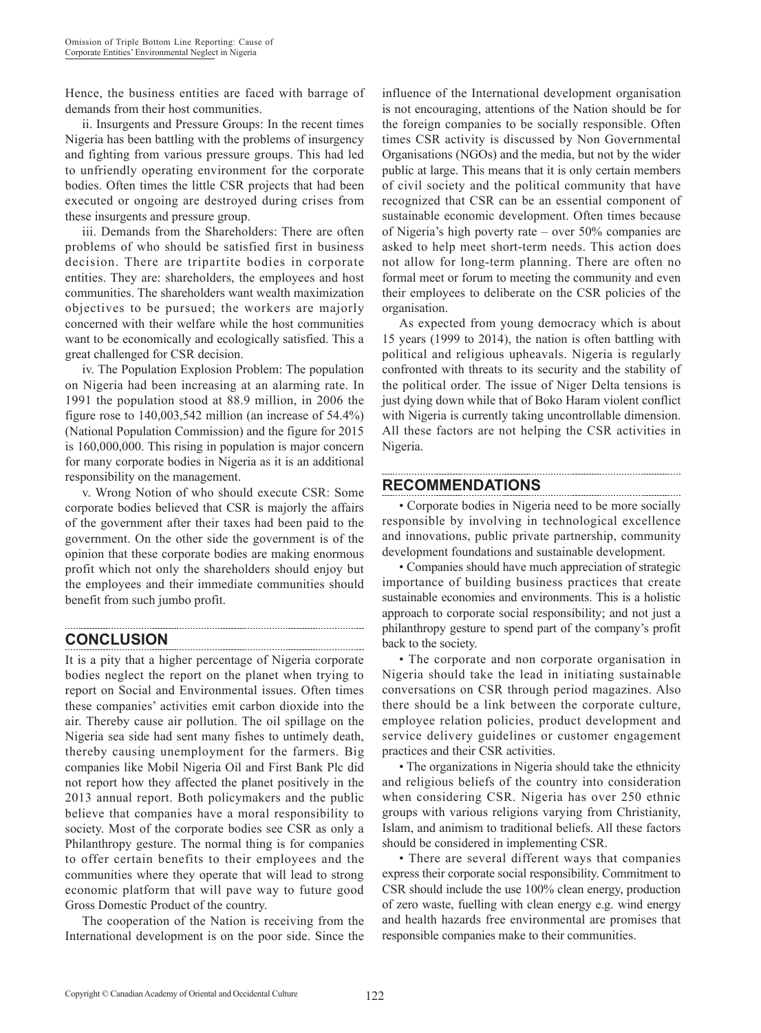Hence, the business entities are faced with barrage of demands from their host communities.

ii. Insurgents and Pressure Groups: In the recent times Nigeria has been battling with the problems of insurgency and fighting from various pressure groups. This had led to unfriendly operating environment for the corporate bodies. Often times the little CSR projects that had been executed or ongoing are destroyed during crises from these insurgents and pressure groups.

iii. Demands from the Shareholders: There are often problems of who should be satisfied first in business decision. There are tripartite bodies in corporate entities. They are: shareholders, the employees and host communities. The shareholders want wealth maximization objectives to be pursued; the workers are majorly concerned with their welfare while the host communities want to be economically and ecologically satisfied. This a great challenged for CSR decision.

iv. The Population Explosion Problem: The population on Nigeria had been increasing at an alarming rate. In 1991 the population stood at 88.9 million, in 2006 the figure rose to 140,003,542 million (an increase of 54.4%) (National Population Commission) and the figure for 2015 is 160,000,000. This rising in population is major concern for many corporate bodies in Nigeria as it is an additional responsibility on the management.

v. Wrong Notion of who should execute CSR: Some corporate bodies believed that CSR is majorly the affairs of the government after their taxes had been paid to the government. On the other side the government is of the opinion that these corporate bodies are making enormous profit which not only the shareholders should enjoy but the employees and their immediate communities should benefit from such jumbo profit.

## CONCLUSION

It is a pity that a higher percentage of Nigeria corporate bodies neglect the report on the planet when trying to report on Social and Environmental issues. Often times these companies' activities emit carbon dioxide into the air. Thereby cause air pollution. The oil spillage on the Nigeria sea side had sent many fishes to untimely death, thereby causing unemployment for the farmers. Big companies like Mobil Nigeria Oil and First Bank Plc did not report how they affected the planet positively in the 2013 annual report. Both policymakers and the public believe that companies have a moral responsibility to society. Most of the corporate bodies see CSR as only a Philanthropy gesture. The normal thing is for companies to offer certain benefits to their employees and the communities where they operate that will lead to strong economic platform that will pave way to future good Gross Domestic Product of the country.

The cooperation of the Nation is receiving from the International development is on the poor side. Since the influence of the International development organisation is not encouraging, attentions of the Nation should be for the foreign companies to be socially responsible. Often times CSR activity is discussed by Non Governmental Organisations (NGOs) and the media, but not by the wider public at large. This means that it is only certain members of civil society and the political community that have recognized that CSR can be an essential component of sustainable economic development. Often times because of Nigeria's high poverty rate – over 50% companies are asked to help meet short-term needs. This action does not allow for long-term planning. There are often no formal meet or forum to meeting the community and even their employees to deliberate on the CSR policies of the organisation.

As expected from young democracy which is about 15 years (1999 to 2014), the nation is often battling with political and religious upheavals. Nigeria is regularly confronted with threats to its security and the stability of the political order. The issue of Niger Delta tensions is just dying down while that of Boko Haram violent conflict with Nigeria is currently taking uncontrollable dimension. All these factors are not helping the CSR activities in Nigeria.

## RECOMMENDATIONS

- Corporate bodies in Nigeria need to be more socially responsible by involving in technological excellence and innovations, public private partnership, community development foundations and sustainable development.
- Companies should have much appreciation of strategic importance of building business practices that create sustainable economies and environments. This is a holistic approach to corporate social responsibility; and not just a philanthropy gesture to spend part of the company's profit back to the society.
- The corporate and non corporate organisation in Nigeria should take the lead in initiating sustainable conversations on CSR through period magazines. Also there should be a link between the corporate culture, employee relation policies, product development and service delivery guidelines or customer engagement practices and their CSR activities.
- The organizations in Nigeria should take the ethnicity and religious beliefs of the country into consideration when considering CSR. Nigeria has over 250 ethnic groups with various religions varying from Christianity, Islam, and animism to traditional beliefs. All these factors should be considered in implementing CSR.
- There are several different ways that companies express their corporate social responsibility. Commitment to CSR should include the use 100% clean energy, production of zero waste, fuelling with clean energy e.g. wind energy and health hazards free environmental are promises that responsible companies make to their communities.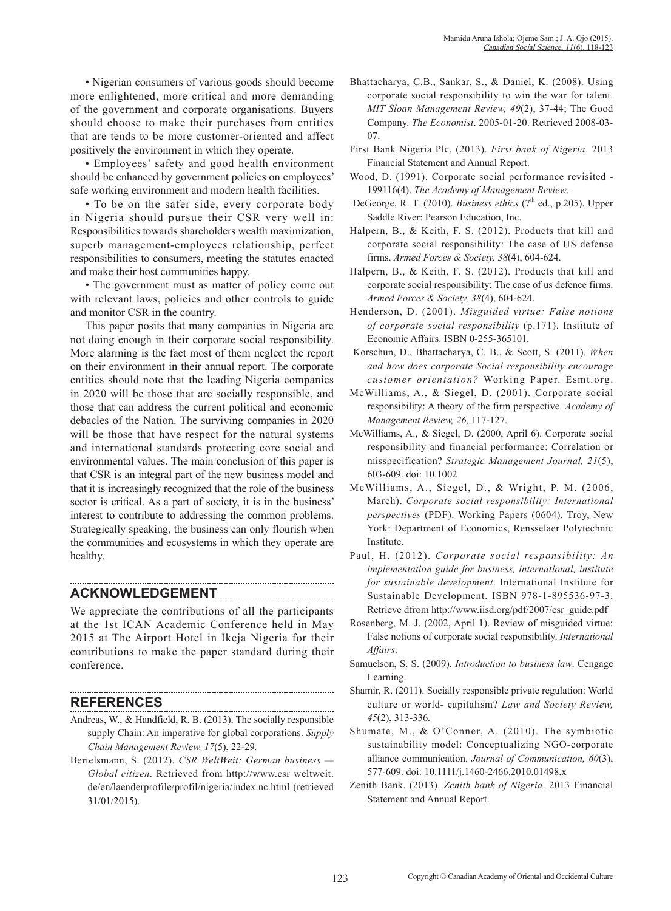• Nigerian consumers of various goods should become more enlightened, more critical and more demanding of the government and corporate organisations. Buyers should choose to make their purchases from entities that are tends to be more customer-oriented and affect positively the environment in which they operate.

• Employees' safety and good health environment should be enhanced by government policies on employees' safe working environment and modern health facilities.

• To be on the safer side, every corporate body in Nigeria should pursue their CSR very well in: Responsibilities towards shareholders wealth maximization, superb management-employees relationship, perfect responsibilities to consumers, meeting the statutes enacted and make their host communities happy.

• The government must as matter of policy come out with relevant laws, policies and other controls to guide and monitor CSR in the country.

This paper posits that many companies in Nigeria are not doing enough in their corporate social responsibility. More alarming is the fact most of them neglect the report on their environment in their annual report. The corporate entities should note that the leading Nigeria companies in 2020 will be those that are socially responsible, and those that can address the current political and economic debacles of the Nation. The surviving companies in 2020 will be those that have respect for the natural systems and international standards protecting core social and environmental values. The main conclusion of this paper is that CSR is an integral part of the new business model and that it is increasingly recognized that the role of the business sector is critical. As a part of society, it is in the business' interest to contribute to addressing the common problems. Strategically speaking, the business can only flourish when the communities and ecosystems in which they operate are healthy.

## ACKNOWLEDGEMENT

We appreciate the contributions of all the participants at the 1st ICAN Academic Conference held in May 2015 at The Airport Hotel in Ikeja Nigeria for their contributions to make the paper standard during their conference.

## REFERENCES

Andreas, W., & Handfield, R. B. (2013). The socially responsible supply Chain: An imperative for global corporations. *Supply Chain Management Review, 17*(5), 22-29.

Bertelsmann, S. (2012). *CSR WeltWeit: German business — Global citizen*. Retrieved from http://www.csr weltweit. de/en/laenderprofile/profil/nigeria/index.nc.html (retrieved 31/01/2015).

Bhattacharya, C.B., Sankar, S., & Daniel, K. (2008). Using corporate social responsibility to win the war for talent. *MIT Sloan Management Review, 49*(2), 37-44; The Good Company. *The Economist*. 2005-01-20. Retrieved 2008-03-07.

First Bank Nigeria Plc. (2013). *First bank of Nigeria*. 2013 Financial Statement and Annual Report.

Wood, D. (1991). Corporate social performance revisited - 199116(4). *The Academy of Management Review*.

DeGeorge, R. T. (2010). *Business ethics* (7th ed., p.205). Upper Saddle River: Pearson Education, Inc.

Halpern, B., & Keith, F. S. (2012). Products that kill and corporate social responsibility: The case of US defense firms. *Armed Forces & Society, 38*(4), 604-624.

Halpern, B., & Keith, F. S. (2012). Products that kill and corporate social responsibility: The case of us defence firms. *Armed Forces & Society, 38*(4), 604-624.

Henderson, D. (2001). *Misguided virtue: False notions of corporate social responsibility* (p.171). Institute of Economic Affairs. ISBN 0-255-365101.

Korschun, D., Bhattacharya, C. B., & Scott, S. (2011). *When and how does corporate Social responsibility encourage customer orientation?* Working Paper. Esmt.org.

McWilliams, A., & Siegel, D. (2001). Corporate social responsibility: A theory of the firm perspective. *Academy of Management Review, 26,* 117-127.

McWilliams, A., & Siegel, D. (2000, April 6). Corporate social responsibility and financial performance: Correlation or misspecification? *Strategic Management Journal, 21*(5), 603-609. doi: 10.1002

McWilliams, A., Siegel, D., & Wright, P. M. (2006, March). *Corporate social responsibility: International perspectives* (PDF). Working Papers (0604). Troy, New York: Department of Economics, Rensselaer Polytechnic Institute.

Paul, H. (2012). *Corporate social responsibility: An implementation guide for business, international, institute for sustainable development*. International Institute for Sustainable Development. ISBN 978-1-895536-97-3. Retrieve dfrom http://www.iisd.org/pdf/2007/csr_guide.pdf

Rosenberg, M. J. (2002, April 1). Review of misguided virtue: False notions of corporate social responsibility. *International Affairs*.

Samuelson, S. S. (2009). *Introduction to business law*. Cengage Learning.

Shamir, R. (2011). Socially responsible private regulation: World culture or world- capitalism? *Law and Society Review, 45*(2), 313-336.

Shumate, M., & O'Conner, A. (2010). The symbiotic sustainability model: Conceptualizing NGO-corporate alliance communication. *Journal of Communication, 60*(3), 577-609. doi: 10.1111/j.1460-2466.2010.01498.x

Zenith Bank. (2013). *Zenith bank of Nigeria*. 2013 Financial Statement and Annual Report.